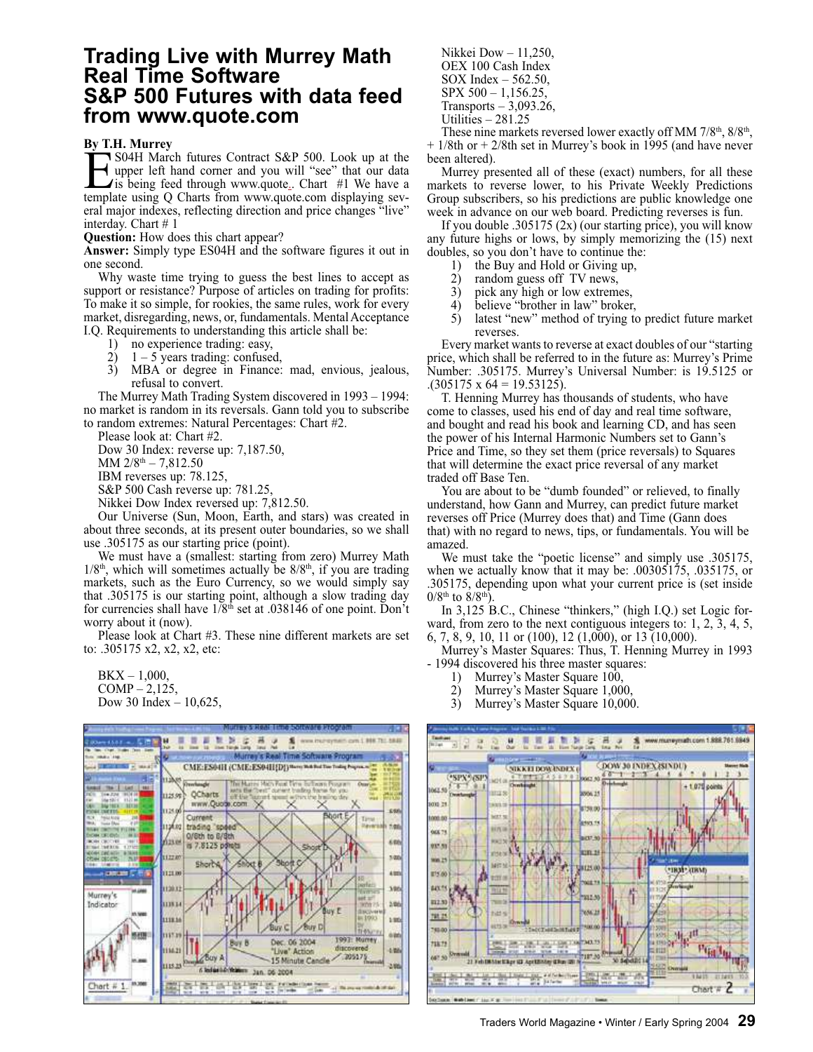# Trading Live with Murrey Math Real Time Software S&P 500 Futures with data feed from www.quote.com

**By T.H. Murrey**

ES04H March futures Contract S&P 500. Look up at the upper left hand corner and you will "see" that our data is being feed through www.quote.. Chart #1 We have a template using Q Charts from www.quote.com displaying several major indexes, reflecting direction and price changes "live" interday. Chart # 1

**Question:** How does this chart appear?

**Answer:** Simply type ES04H and the software figures it out in one second.

Why waste time trying to guess the best lines to accept as support or resistance? Purpose of articles on trading for profits: To make it so simple, for rookies, the same rules, work for every market, disregarding, news, or, fundamentals. Mental Acceptance I.Q. Requirements to understanding this article shall be:

1) no experience trading: easy,
2) 1 – 5 years trading: confused,
3) MBA or degree in Finance: mad, envious, jealous, refusal to convert.

The Murrey Math Trading System discovered in 1993 – 1994: no market is random in its reversals. Gann told you to subscribe to random extremes: Natural Percentages: Chart #2.

Please look at: Chart #2.

Dow 30 Index: reverse up: 7,187.50,

MM 2/8th – 7,812.50

IBM reverses up: 78.125,

S&P 500 Cash reverse up: 781.25,

Nikkei Dow Index reversed up: 7,812.50.

Our Universe (Sun, Moon, Earth, and stars) was created in about three seconds, at its present outer boundaries, so we shall use .305175 as our starting price (point).

We must have a (smallest: starting from zero) Murrey Math 1/8th, which will sometimes actually be 8/8th, if you are trading markets, such as the Euro Currency, so we would simply say that .305175 is our starting point, although a slow trading day for currencies shall have 1/8th set at .038146 of one point. Don't worry about it (now).

Please look at Chart #3. These nine different markets are set to: .305175 x2, x2, x2, etc:

BKX – 1,000,
COMP – 2,125,
Dow 30 Index – 10,625,
Nikkei Dow – 11,250,
OEX 100 Cash Index
SOX Index – 562.50,
SPX 500 – 1,156.25,
Transports – 3,093.26,
Utilities – 281.25

These nine markets reversed lower exactly off MM 7/8th, 8/8th, + 1/8th or + 2/8th set in Murrey's book in 1995 (and have never been altered).

Murrey presented all of these (exact) numbers, for all these markets to reverse lower, to his Private Weekly Predictions Group subscribers, so his predictions are public knowledge one week in advance on our web board. Predicting reverses is fun.

If you double .305175 (2x) (our starting price), you will know any future highs or lows, by simply memorizing the (15) next doubles, so you don't have to continue the:

1) the Buy and Hold or Giving up,
2) random guess off TV news,
3) pick any high or low extremes,
4) believe "brother in law" broker,
5) latest "new" method of trying to predict future market reverses.

Every market wants to reverse at exact doubles of our "starting price, which shall be referred to in the future as: Murrey's Prime Number: .305175. Murrey's Universal Number: is 19.5125 or .(305175 x 64 = 19.53125).

T. Henning Murrey has thousands of students, who have come to classes, used his end of day and real time software, and bought and read his book and learning CD, and has seen the power of his Internal Harmonic Numbers set to Gann's Price and Time, so they set them (price reversals) to Squares that will determine the exact price reversal of any market traded off Base Ten.

You are about to be "dumb founded" or relieved, to finally understand, how Gann and Murrey, can predict future market reverses off Price (Murrey does that) and Time (Gann does that) with no regard to news, tips, or fundamentals. You will be amazed.

We must take the "poetic license" and simply use .305175, when we actually know that it may be: .00305175, .035175, or .305175, depending upon what your current price is (set inside 0/8th to 8/8th).

In 3,125 B.C., Chinese "thinkers," (high I.Q.) set Logic forward, from zero to the next contiguous integers to: 1, 2, 3, 4, 5, 6, 7, 8, 9, 10, 11 or (100), 12 (1,000), or 13 (10,000).

Murrey's Master Squares: Thus, T. Henning Murrey in 1993 - 1994 discovered his three master squares:

1) Murrey's Master Square 100,
2) Murrey's Master Square 1,000,
3) Murrey's Master Square 10,000.

Chart # 1

Chart # 2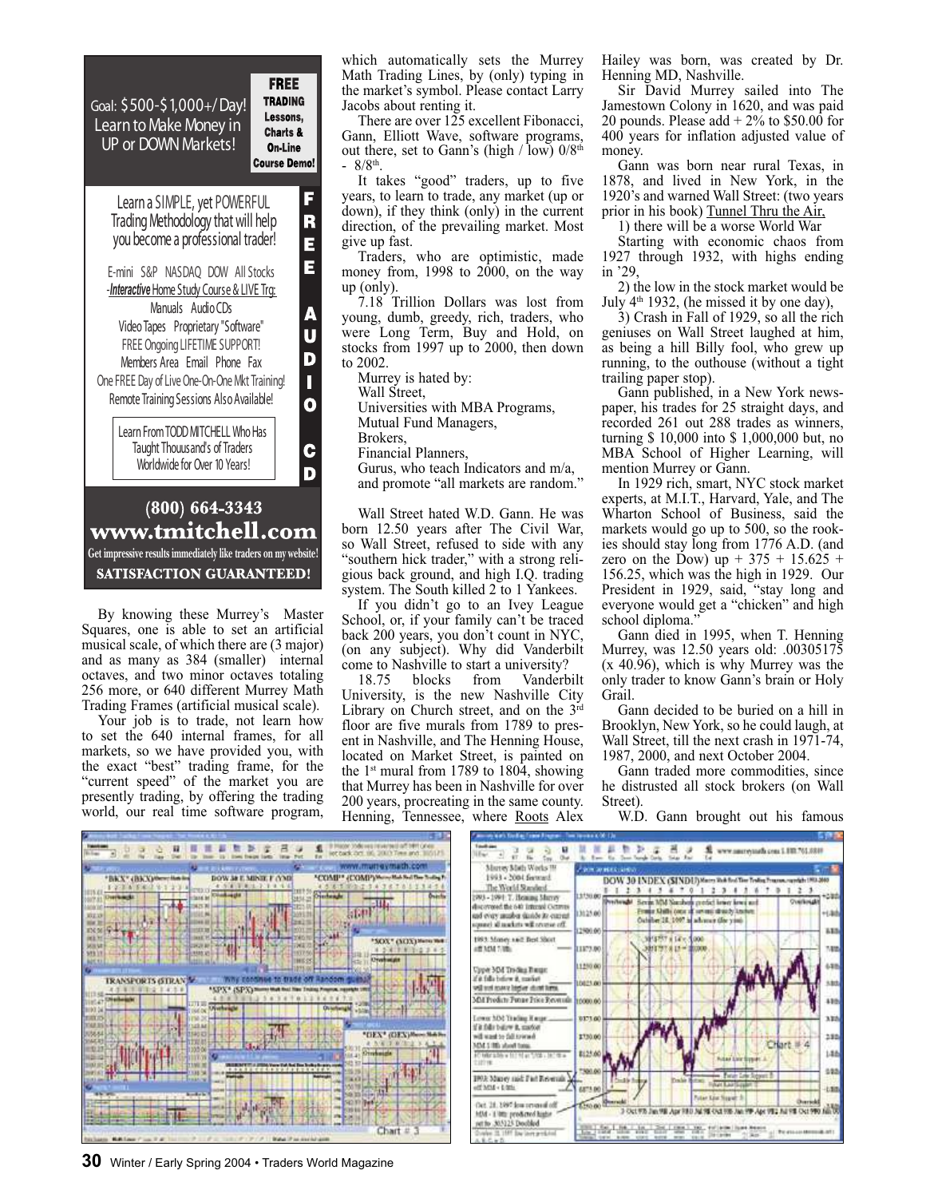Goal: $500-$1,000+/Day! Learn to Make Money in UP or DOWN Markets!

FREE TRADING Lessons, Charts & On-Line Course Demo!

Learn a SIMPLE, yet POWERFUL Trading Methodology that will help you become a professional trader!

E-mini S&P NASDAQ DOW All Stocks
-*Interactive* Home Study Course & LIVE Trg:
Manuals Audio CDs
Video Tapes Proprietary "Software"
FREE Ongoing LIFETIME SUPPORT!
Members Area Email Phone Fax
One FREE Day of Live One-On-One Mkt Training!
Remote Training Sessions Also Available!

Learn From TODD MITCHELL Who Has Taught Thousand's of Traders Worldwide for Over 10 Years!

FREE AUDIO CD

(800) 664-3343
www.tmitchell.com
Get impressive results immediately like traders on my website!
SATISFACTION GUARANTEED!

By knowing these Murrey's Master Squares, one is able to set an artificial musical scale, of which there are (3 major) and as many as 384 (smaller) internal octaves, and two minor octaves totaling 256 more, or 640 different Murrey Math Trading Frames (artificial musical scale).

Your job is to trade, not learn how to set the 640 internal frames, for all markets, so we have provided you, with the exact "best" trading frame, for the "current speed" of the market you are presently trading, by offering the trading world, our real time software program, which automatically sets the Murrey Math Trading Lines, by (only) typing in the market's symbol. Please contact Larry Jacobs about renting it.

There are over 125 excellent Fibonacci, Gann, Elliott Wave, software programs, out there, set to Gann's (high / low) 0/8th - 8/8th.

It takes "good" traders, up to five years, to learn to trade, any market (up or down), if they think (only) in the current direction, of the prevailing market. Most give up fast.

Traders, who are optimistic, made money from, 1998 to 2000, on the way up (only).

7.18 Trillion Dollars was lost from young, dumb, greedy, rich, traders, who were Long Term, Buy and Hold, on stocks from 1997 up to 2000, then down to 2002.

Murrey is hated by:
Wall Street,
Universities with MBA Programs,
Mutual Fund Managers,
Brokers,
Financial Planners,
Gurus, who teach Indicators and m/a, and promote "all markets are random."

Wall Street hated W.D. Gann. He was born 12.50 years after The Civil War, so Wall Street, refused to side with any "southern hick trader," with a strong religious back ground, and high I.Q. trading system. The South killed 2 to 1 Yankees.

If you didn't go to an Ivey League School, or, if your family can't be traced back 200 years, you don't count in NYC, (on any subject). Why did Vanderbilt come to Nashville to start a university?

18.75 blocks from Vanderbilt University, is the new Nashville City Library on Church street, and on the 3rd floor are five murals from 1789 to present in Nashville, and The Henning House, located on Market Street, is painted on the 1st mural from 1789 to 1804, showing that Murrey has been in Nashville for over 200 years, procreating in the same county. Henning, Tennessee, where Roots Alex Hailey was born, was created by Dr. Henning MD, Nashville.

Sir David Murrey sailed into The Jamestown Colony in 1620, and was paid 20 pounds. Please add + 2% to $50.00 for 400 years for inflation adjusted value of money.

Gann was born near rural Texas, in 1878, and lived in New York, in the 1920's and warned Wall Street: (two years prior in his book) Tunnel Thru the Air,

1) there will be a worse World War

Starting with economic chaos from 1927 through 1932, with highs ending in '29,

2) the low in the stock market would be July 4th 1932, (he missed it by one day),

3) Crash in Fall of 1929, so all the rich geniuses on Wall Street laughed at him, as being a hill Billy fool, who grew up running, to the outhouse (without a tight trailing paper stop).

Gann published, in a New York newspaper, his trades for 25 straight days, and recorded 261 out 288 trades as winners, turning $ 10,000 into $ 1,000,000 but, no MBA School of Higher Learning, will mention Murrey or Gann.

In 1929 rich, smart, NYC stock market experts, at M.I.T., Harvard, Yale, and The Wharton School of Business, said the markets would go up to 500, so the rookies should stay long from 1776 A.D. (and zero on the Dow) up + 375 + 15.625 + 156.25, which was the high in 1929. Our President in 1929, said, "stay long and everyone would get a "chicken" and high school diploma."

Gann died in 1995, when T. Henning Murrey, was 12.50 years old: .00305175 (x 40.96), which is why Murrey was the only trader to know Gann's brain or Holy Grail.

Gann decided to be buried on a hill in Brooklyn, New York, so he could laugh, at Wall Street, till the next crash in 1971-74, 1987, 2000, and next October 2004.

Gann traded more commodities, since he distrusted all stock brokers (on Wall Street).

W.D. Gann brought out his famous

Chart # 3

Chart # 4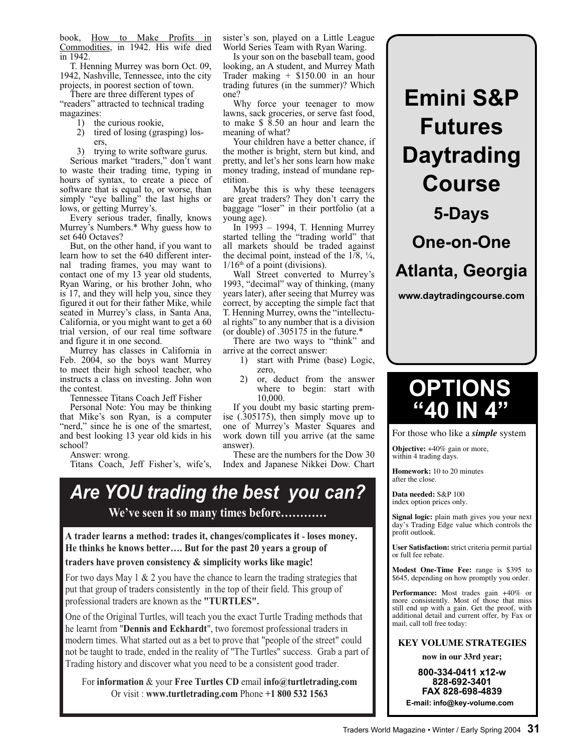book, How to Make Profits in Commodities, in 1942. His wife died in 1942.

T. Henning Murrey was born Oct. 09, 1942, Nashville, Tennessee, into the city projects, in poorest section of town.

There are three different types of "readers" attracted to technical trading magazines:

1) the curious rookie,
2) tired of losing (grasping) losers,
3) trying to write software gurus.

Serious market "traders," don't want to waste their trading time, typing in hours of syntax, to create a piece of software that is equal to, or worse, than simply "eye balling" the last highs or lows, or getting Murrey's.

Every serious trader, finally, knows Murrey's Numbers.* Why guess how to set 640 Octaves?

But, on the other hand, if you want to learn how to set the 640 different internal trading frames, you may want to contact one of my 13 year old students, Ryan Waring, or his brother John, who is 17, and they will help you, since they figured it out for their father Mike, while seated in Murrey's class, in Santa Ana, California, or you might want to get a 60 trial version, of our real time software and figure it in one second.

Murrey has classes in California in Feb. 2004, so the boys want Murrey to meet their high school teacher, who instructs a class on investing. John won the contest.

Tennessee Titans Coach Jeff Fisher

Personal Note: You may be thinking that Mike's son Ryan, is a computer "nerd," since he is one of the smartest, and best looking 13 year old kids in his school?

Answer: wrong.

Titans Coach, Jeff Fisher's, wife's, sister's son, played on a Little League World Series Team with Ryan Waring.

Is your son on the baseball team, good looking, an A student, and Murrey Math Trader making + $150.00 in an hour trading futures (in the summer)? Which one?

Why force your teenager to mow lawns, sack groceries, or serve fast food, to make $ 8.50 an hour and learn the meaning of what?

Your children have a better chance, if the mother is bright, stern but kind, and pretty, and let's her sons learn how make money trading, instead of mundane repetition.

Maybe this is why these teenagers are great traders? They don't carry the baggage "loser" in their portfolio (at a young age).

In 1993 – 1994, T. Henning Murrey started telling the "trading world" that all markets should be traded against the decimal point, instead of the 1/8, ¼, 1/16th of a point (divisions).

Wall Street converted to Murrey's 1993, "decimal" way of thinking, (many years later), after seeing that Murrey was correct, by accepting the simple fact that T. Henning Murrey, owns the "intellectual rights" to any number that is a division (or double) of .305175 in the future.*

There are two ways to "think" and arrive at the correct answer:

1) start with Prime (base) Logic, zero,
2) or, deduct from the answer where to begin: start with 10,000.

If you doubt my basic starting premise (.305175), then simply move up to one of Murrey's Master Squares and work down till you arrive (at the same answer).

These are the numbers for the Dow 30 Index and Japanese Nikkei Dow. Chart

---

# Emini S&P Futures Daytrading Course

**5-Days**

**One-on-One**

**Atlanta, Georgia**

**www.daytradingcourse.com**

---

## *Are YOU trading the best you can?*

**We've seen it so many times before…………**

**A trader learns a method: trades it, changes/complicates it - loses money. He thinks he knows better…. But for the past 20 years a group of traders have proven consistency & simplicity works like magic!**

For two days May 1 & 2 you have the chance to learn the trading strategies that put that group of traders consistently in the top of their field. This group of professional traders are known as the **"TURTLES".**

One of the Original Turtles, will teach you the exact Turtle Trading methods that he learnt from "**Dennis and Eckhardt**", two foremost professional traders in modern times. What started out as a bet to prove that "people of the street" could not be taught to trade, ended in the reality of "The Turtles" success. Grab a part of Trading history and discover what you need to be a consistent good trader.

For **information** & your **Free Turtles CD** email **info@turtletrading.com**
Or visit : **www.turtletrading.com** Phone **+1 800 532 1563**

---

## OPTIONS "40 IN 4"

For those who like a ***simple*** system

**Objective:** +40% gain or more, within 4 trading days.

**Homework:** 10 to 20 minutes after the close.

**Data needed:** S&P 100 index option prices only.

**Signal logic:** plain math gives you your next day's Trading Edge value which controls the profit outlook.

**User Satisfaction:** strict criteria permit partial or full fee rebate.

**Modest One-Time Fee:** range is $395 to $645, depending on how promptly you order.

**Performance:** Most trades gain +40% or more consistently. Most of those that miss still end up with a gain. Get the proof, with additional detail and current offer, by Fax or mail, call toll free today:

**KEY VOLUME STRATEGIES**

**now in our 33rd year;**

**800-334-0411 x12-w**
**828-692-3401**
**FAX 828-698-4839**
**E-mail: info@key-volume.com**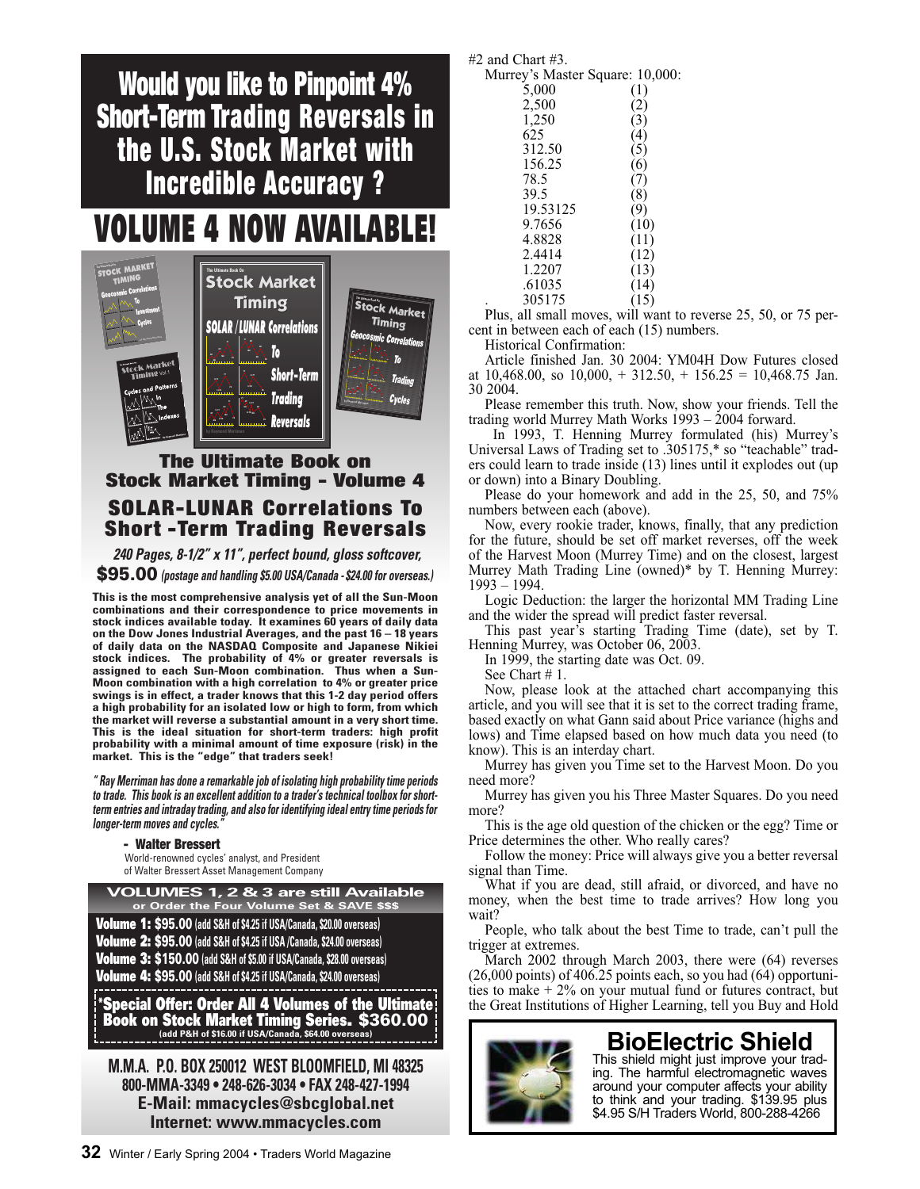# Would you like to Pinpoint 4% Short-Term Trading Reversals in the U.S. Stock Market with Incredible Accuracy ?

# VOLUME 4 NOW AVAILABLE!

## The Ultimate Book on Stock Market Timing - Volume 4

## SOLAR-LUNAR Correlations To Short -Term Trading Reversals

***240 Pages, 8-1/2" x 11", perfect bound, gloss softcover,***

**$95.00** ***(postage and handling $5.00 USA/Canada - $24.00 for overseas.)***

**This is the most comprehensive analysis yet of all the Sun-Moon combinations and their correspondence to price movements in stock indices available today. It examines 60 years of daily data on the Dow Jones Industrial Averages, and the past 16 – 18 years of daily data on the NASDAQ Composite and Japanese Nikiei stock indices. The probability of 4% or greater reversals is assigned to each Sun-Moon combination. Thus when a Sun-Moon combination with a high correlation to 4% or greater price swings is in effect, a trader knows that this 1-2 day period offers a high probability for an isolated low or high to form, from which the market will reverse a substantial amount in a very short time. This is the ideal situation for short-term traders: high profit probability with a minimal amount of time exposure (risk) in the market. This is the "edge" that traders seek!**

*" Ray Merriman has done a remarkable job of isolating high probability time periods to trade. This book is an excellent addition to a trader's technical toolbox for short-term entries and intraday trading, and also for identifying ideal entry time periods for longer-term moves and cycles."*

**- Walter Bressert**
World-renowned cycles' analyst, and President of Walter Bressert Asset Management Company

**VOLUMES 1, 2 & 3 are still Available**
**or Order the Four Volume Set & SAVE $$$**

**Volume 1: $95.00** (add S&H of $4.25 if USA/Canada, $20.00 overseas)
**Volume 2: $95.00** (add S&H of $4.25 if USA /Canada, $24.00 overseas)
**Volume 3: $150.00** (add S&H of $5.00 if USA/Canada, $28.00 overseas)
**Volume 4: $95.00** (add S&H of $4.25 if USA/Canada, $24.00 overseas)

**\*Special Offer: Order All 4 Volumes of the Ultimate Book on Stock Market Timing Series. $360.00**
(add P&H of $16.00 if USA/Canada, $64.00 overseas)

**M.M.A. P.O. BOX 250012 WEST BLOOMFIELD, MI 48325**
**800-MMA-3349 • 248-626-3034 • FAX 248-427-1994**
**E-Mail: mmacycles@sbcglobal.net**
**Internet: www.mmacycles.com**

#2 and Chart #3.

Murrey's Master Square: 10,000:

| | |
|---|---|
| 5,000 | (1) |
| 2,500 | (2) |
| 1,250 | (3) |
| 625 | (4) |
| 312.50 | (5) |
| 156.25 | (6) |
| 78.5 | (7) |
| 39.5 | (8) |
| 19.53125 | (9) |
| 9.7656 | (10) |
| 4.8828 | (11) |
| 2.4414 | (12) |
| 1.2207 | (13) |
| .61035 | (14) |
| . 305175 | (15) |

Plus, all small moves, will want to reverse 25, 50, or 75 percent in between each of each (15) numbers.

Historical Confirmation:

Article finished Jan. 30 2004: YM04H Dow Futures closed at 10,468.00, so 10,000, + 312.50, + 156.25 = 10,468.75 Jan. 30 2004.

Please remember this truth. Now, show your friends. Tell the trading world Murrey Math Works 1993 – 2004 forward.

In 1993, T. Henning Murrey formulated (his) Murrey's Universal Laws of Trading set to .305175,* so "teachable" traders could learn to trade inside (13) lines until it explodes out (up or down) into a Binary Doubling.

Please do your homework and add in the 25, 50, and 75% numbers between each (above).

Now, every rookie trader, knows, finally, that any prediction for the future, should be set off market reverses, off the week of the Harvest Moon (Murrey Time) and on the closest, largest Murrey Math Trading Line (owned)* by T. Henning Murrey: 1993 – 1994.

Logic Deduction: the larger the horizontal MM Trading Line and the wider the spread will predict faster reversal.

This past year's starting Trading Time (date), set by T. Henning Murrey, was October 06, 2003.

In 1999, the starting date was Oct. 09.

See Chart # 1.

Now, please look at the attached chart accompanying this article, and you will see that it is set to the correct trading frame, based exactly on what Gann said about Price variance (highs and lows) and Time elapsed based on how much data you need (to know). This is an interday chart.

Murrey has given you Time set to the Harvest Moon. Do you need more?

Murrey has given you his Three Master Squares. Do you need more?

This is the age old question of the chicken or the egg? Time or Price determines the other. Who really cares?

Follow the money: Price will always give you a better reversal signal than Time.

What if you are dead, still afraid, or divorced, and have no money, when the best time to trade arrives? How long you wait?

People, who talk about the best Time to trade, can't pull the trigger at extremes.

March 2002 through March 2003, there were (64) reverses (26,000 points) of 406.25 points each, so you had (64) opportunities to make + 2% on your mutual fund or futures contract, but the Great Institutions of Higher Learning, tell you Buy and Hold

## BioElectric Shield

This shield might just improve your trading. The harmful electromagnetic waves around your computer affects your ability to think and your trading. $139.95 plus $4.95 S/H Traders World, 800-288-4266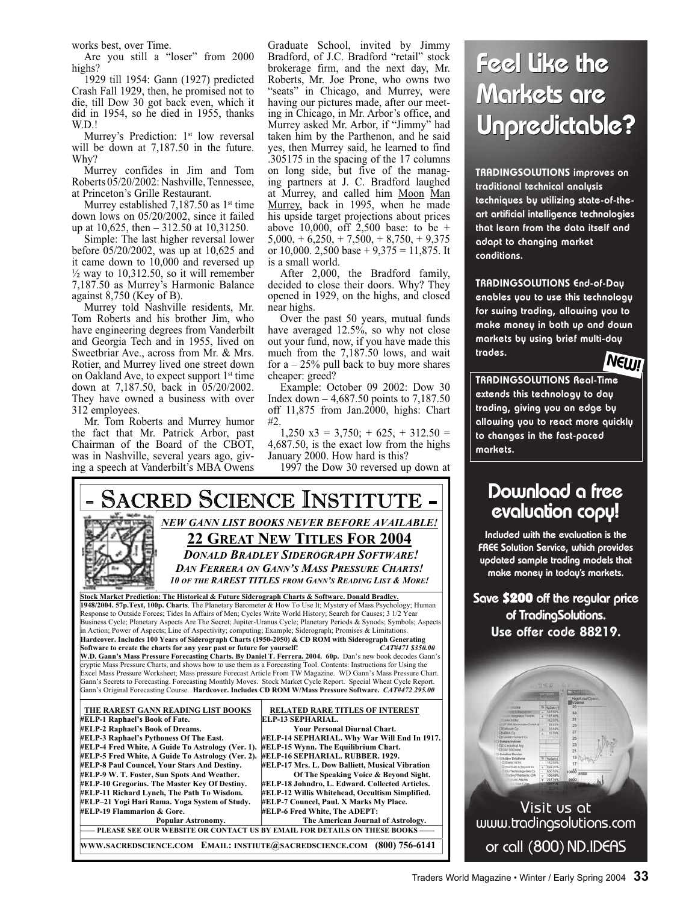works best, over Time.

Are you still a "loser" from 2000 highs?

1929 till 1954: Gann (1927) predicted Crash Fall 1929, then, he promised not to die, till Dow 30 got back even, which it did in 1954, so he died in 1955, thanks W.D.!

Murrey's Prediction: 1st low reversal will be down at 7,187.50 in the future. Why?

Murrey confides in Jim and Tom Roberts 05/20/2002: Nashville, Tennessee, at Princeton's Grille Restaurant.

Murrey established 7,187.50 as 1st time down lows on 05/20/2002, since it failed up at 10,625, then – 312.50 at 10,31250.

Simple: The last higher reversal lower before 05/20/2002, was up at 10,625 and it came down to 10,000 and reversed up ½ way to 10,312.50, so it will remember 7,187.50 as Murrey's Harmonic Balance against 8,750 (Key of B).

Murrey told Nashville residents, Mr. Tom Roberts and his brother Jim, who have engineering degrees from Vanderbilt and Georgia Tech and in 1955, lived on Sweetbriar Ave., across from Mr. & Mrs. Rotier, and Murrey lived one street down on Oakland Ave, to expect support 1st time down at 7,187.50, back in 05/20/2002. They have owned a business with over 312 employees.

Mr. Tom Roberts and Murrey humor the fact that Mr. Patrick Arbor, past Chairman of the Board of the CBOT, was in Nashville, several years ago, giving a speech at Vanderbilt's MBA Owens Graduate School, invited by Jimmy Bradford, of J.C. Bradford "retail" stock brokerage firm, and the next day, Mr. Roberts, Mr. Joe Prone, who owns two "seats" in Chicago, and Murrey, were having our pictures made, after our meeting in Chicago, in Mr. Arbor's office, and Murrey asked Mr. Arbor, if "Jimmy" had taken him by the Parthenon, and he said yes, then Murrey said, he learned to find .305175 in the spacing of the 17 columns on long side, but five of the managing partners at J. C. Bradford laughed at Murrey, and called him Moon Man Murrey, back in 1995, when he made his upside target projections about prices above 10,000, off 2,500 base: to be + 5,000, + 6,250, + 7,500, + 8,750, + 9,375 or 10,000. 2,500 base + 9,375 = 11,875. It is a small world.

After 2,000, the Bradford family, decided to close their doors. Why? They opened in 1929, on the highs, and closed near highs.

Over the past 50 years, mutual funds have averaged 12.5%, so why not close out your fund, now, if you have made this much from the 7,187.50 lows, and wait for a – 25% pull back to buy more shares cheaper: greed?

Example: October 09 2002: Dow 30 Index down – 4,687.50 points to 7,187.50 off 11,875 from Jan.2000, highs: Chart #2.

1,250 x3 = 3,750; + 625, + 312.50 = 4,687.50, is the exact low from the highs January 2000. How hard is this?

1997 the Dow 30 reversed up down at

# Feel Like the Markets are Unpredictable?

**TRADINGSOLUTIONS** improves on traditional technical analysis techniques by utilizing state-of-the-art artificial intelligence technologies that learn from the data itself and adapt to changing market conditions.

**TRADINGSOLUTIONS End-of-Day** enables you to use this technology for swing trading, allowing you to make money in both up and down markets by using brief multi-day trades.

**NEW!** **TRADINGSOLUTIONS Real-Time** extends this technology to day trading, giving you an edge by allowing you to react more quickly to changes in the fast-paced markets.

## Download a free evaluation copy!

Included with the evaluation is the FREE Solution Service, which provides updated sample trading models that make money in today's markets.

**Save $200 off the regular price of TradingSolutions. Use offer code 88219.**

Visit us at www.tradingsolutions.com or call (800) ND.IDEAS

# - Sacred Science Institute -

***NEW GANN LIST BOOKS NEVER BEFORE AVAILABLE!***

## 22 Great New Titles For 2004

***DONALD BRADLEY SIDEROGRAPH SOFTWARE!***

***DAN FERRERA ON GANN'S MASS PRESSURE CHARTS!***

***10 OF THE RAREST TITLES FROM GANN'S READING LIST & MORE!***

**Stock Market Prediction: The Historical & Future Siderograph Charts & Software. Donald Bradley. 1948/2004. 57p.Text, 100p. Charts**. The Planetary Barometer & How To Use It; Mystery of Mass Psychology; Human Response to Outside Forces; Tides In Affairs of Men; Cycles Write World History; Search for Causes; 3 1/2 Year Business Cycle; Planetary Aspects Are The Secret; Jupiter-Uranus Cycle; Planetary Periods & Synods; Symbols; Aspects in Action; Power of Aspects; Line of Aspectivity; computing; Example; Siderograph; Promises & Limitations. **Hardcover. Includes 100 Years of Siderograph Charts (1950-2050) & CD ROM with Siderograph Generating Software to create the charts for any year past or future for yourself!** ***CAT#471 $350.00***

**W.D. Gann's Mass Pressure Forecasting Charts. By Daniel T. Ferrera. 2004. 60p.** Dan's new book decodes Gann's cryptic Mass Pressure Charts, and shows how to use them as a Forecasting Tool. Contents: Instructions for Using the Excel Mass Pressure Worksheet; Mass pressure Forecast Article From TW Magazine. WD Gann's Mass Pressure Chart. Gann's Secrets to Forecasting. Forecasting Monthly Moves. Stock Market Cycle Report. Special Wheat Cycle Report. Gann's Original Forecasting Course. **Hardcover. Includes CD ROM W/Mass Pressure Software.** ***CAT#472 295.00***

| THE RAREST GANN READING LIST BOOKS | RELATED RARE TITLES OF INTEREST |
|---|---|
| #ELP-1 Raphael's Book of Fate. | ELP-13 SEPHARIAL. Your Personal Diurnal Chart. |
| #ELP-2 Raphael's Book of Dreams. | #ELP-14 SEPHARIAL. Why War Will End In 1917. |
| #ELP-3 Raphael's Pythoness Of The East. | #ELP-15 Wynn. The Equilibrium Chart. |
| #ELP-4 Fred White, A Guide To Astrology (Ver. 1). | #ELP-16 SEPHARIAL. RUBBER. 1929. |
| #ELP-5 Fred White, A Guide To Astrology (Ver. 2). | #ELP-17 Mrs. L. Dow Balliett, Musical Vibration Of The Speaking Voice & Beyond Sight. |
| #ELP-8 Paul Councel, Your Stars And Destiny. | #ELP-18 Johndro, L. Edward. Collected Articles. |
| #ELP-9 W. T. Foster, Sun Spots And Weather. | #ELP-12 Willis Whitehead, Occultism Simplified. |
| #ELP-10 Gregorius. The Master Key Of Destiny. | #ELP-7 Councel, Paul. X Marks My Place. |
| #ELP-11 Richard Lynch, The Path To Wisdom. | #ELP-6 Fred White, The ADEPT: The American Journal of Astrology. |
| #ELP–21 Yogi Hari Rama. Yoga System of Study. | |
| #ELP-19 Flammarion & Gore. Popular Astronomy. | |

—— PLEASE SEE OUR WEBSITE OR CONTACT US BY EMAIL FOR DETAILS ON THESE BOOKS ——

WWW.SACREDSCIENCE.COM EMAIL: INSTITUTE@SACREDSCIENCE.COM (800) 756-6141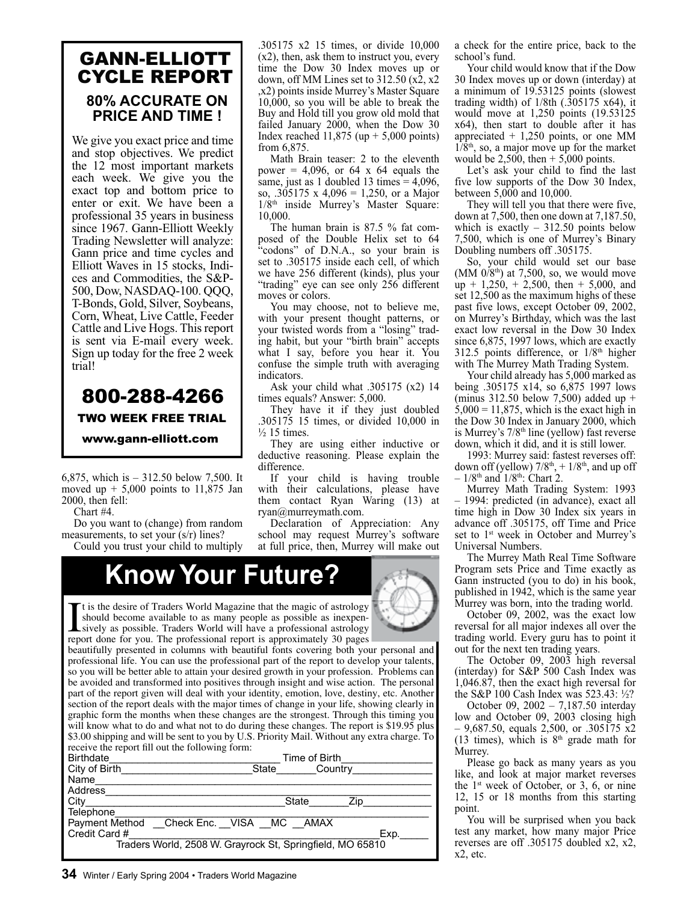## GANN-ELLIOTT CYCLE REPORT

### 80% ACCURATE ON PRICE AND TIME !

We give you exact price and time and stop objectives. We predict the 12 most important markets each week. We give you the exact top and bottom price to enter or exit. We have been a professional 35 years in business since 1967. Gann-Elliott Weekly Trading Newsletter will analyze: Gann price and time cycles and Elliott Waves in 15 stocks, Indices and Commodities, the S&P-500, Dow, NASDAQ-100. QQQ, T-Bonds, Gold, Silver, Soybeans, Corn, Wheat, Live Cattle, Feeder Cattle and Live Hogs. This report is sent via E-mail every week. Sign up today for the free 2 week trial!

**800-288-4266**

**TWO WEEK FREE TRIAL**

**www.gann-elliott.com**

6,875, which is – 312.50 below 7,500. It moved up + 5,000 points to 11,875 Jan 2000, then fell:

Chart #4.

Do you want to (change) from random measurements, to set your (s/r) lines?

Could you trust your child to multiply .305175 x2 15 times, or divide 10,000 (x2), then, ask them to instruct you, every time the Dow 30 Index moves up or down, off MM Lines set to 312.50 (x2, x2 ,x2) points inside Murrey's Master Square 10,000, so you will be able to break the Buy and Hold till you grow old mold that failed January 2000, when the Dow 30 Index reached 11,875 (up + 5,000 points) from 6,875.

Math Brain teaser: 2 to the eleventh power = 4,096, or 64 x 64 equals the same, just as 1 doubled 13 times = 4,096, so, .305175 x 4,096 = 1,250, or a Major 1/8th inside Murrey's Master Square: 10,000.

The human brain is 87.5 % fat composed of the Double Helix set to 64 "codons" of D.N.A., so your brain is set to .305175 inside each cell, of which we have 256 different (kinds), plus your "trading" eye can see only 256 different moves or colors.

You may choose, not to believe me, with your present thought patterns, or your twisted words from a "losing" trading habit, but your "birth brain" accepts what I say, before you hear it. You confuse the simple truth with averaging indicators.

Ask your child what .305175 (x2) 14 times equals? Answer: 5,000.

They have it if they just doubled .305175 15 times, or divided 10,000 in ½ 15 times.

They are using either inductive or deductive reasoning. Please explain the difference.

If your child is having trouble with their calculations, please have them contact Ryan Waring (13) at ryan@murreymath.com.

Declaration of Appreciation: Any school may request Murrey's software at full price, then, Murrey will make out a check for the entire price, back to the school's fund.

Your child would know that if the Dow 30 Index moves up or down (interday) at a minimum of 19.53125 points (slowest trading width) of 1/8th (.305175 x64), it would move at 1,250 points (19.53125 x64), then start to double after it has appreciated + 1,250 points, or one MM 1/8th, so, a major move up for the market would be 2,500, then + 5,000 points.

Let's ask your child to find the last five low supports of the Dow 30 Index, between 5,000 and 10,000.

They will tell you that there were five, down at 7,500, then one down at 7,187.50, which is exactly – 312.50 points below 7,500, which is one of Murrey's Binary Doubling numbers off .305175.

So, your child would set our base (MM 0/8th) at 7,500, so, we would move up + 1,250, + 2,500, then + 5,000, and set 12,500 as the maximum highs of these past five lows, except October 09, 2002, on Murrey's Birthday, which was the last exact low reversal in the Dow 30 Index since 6,875, 1997 lows, which are exactly 312.5 points difference, or 1/8th higher with The Murrey Math Trading System.

Your child already has 5,000 marked as being .305175 x14, so 6,875 1997 lows (minus 312.50 below 7,500) added up + 5,000 = 11,875, which is the exact high in the Dow 30 Index in January 2000, which is Murrey's 7/8th line (yellow) fast reverse down, which it did, and it is still lower.

1993: Murrey said: fastest reverses off: down off (yellow) 7/8th, + 1/8th, and up off – 1/8th and 1/8th: Chart 2.

Murrey Math Trading System: 1993 – 1994: predicted (in advance), exact all time high in Dow 30 Index six years in advance off .305175, off Time and Price set to 1st week in October and Murrey's Universal Numbers.

The Murrey Math Real Time Software Program sets Price and Time exactly as Gann instructed (you to do) in his book, published in 1942, which is the same year Murrey was born, into the trading world.

October 09, 2002, was the exact low reversal for all major indexes all over the trading world. Every guru has to point it out for the next ten trading years.

The October 09, 2003 high reversal (interday) for S&P 500 Cash Index was 1,046.87, then the exact high reversal for the S&P 100 Cash Index was 523.43: ½?

October 09, 2002 – 7,187.50 interday low and October 09, 2003 closing high – 9,687.50, equals 2,500, or .305175 x2 (13 times), which is 8th grade math for Murrey.

Please go back as many years as you like, and look at major market reverses the 1st week of October, or 3, 6, or nine 12, 15 or 18 months from this starting point.

You will be surprised when you back test any market, how many major Price reverses are off .305175 doubled x2, x2, x2, etc.

## Know Your Future?

It is the desire of Traders World Magazine that the magic of astrology should become available to as many people as possible as inexpensively as possible. Traders World will have a professional astrology report done for you. The professional report is approximately 30 pages beautifully presented in columns with beautiful fonts covering both your personal and professional life. You can use the professional part of the report to develop your talents, so you will be better able to attain your desired growth in your profession. Problems can be avoided and transformed into positives through insight and wise action. The personal part of the report given will deal with your identity, emotion, love, destiny, etc. Another section of the report deals with the major times of change in your life, showing clearly in graphic form the months when these changes are the strongest. Through this timing you will know what to do and what not to do during these changes. The report is $19.95 plus $3.00 shipping and will be sent to you by U.S. Priority Mail. Without any extra charge. To receive the report fill out the following form:

Birthdate______________________________ Time of Birth________________
City of Birth________________________State_______Country______________
Name_____________________________________________________________
Address___________________________________________________________
City____________________________________State_______Zip____________
Telephone_________________________________________________________
Payment Method __Check Enc. __VISA __MC __AMAX
Credit Card #____________________________________________Exp._____

Traders World, 2508 W. Grayrock St, Springfield, MO 65810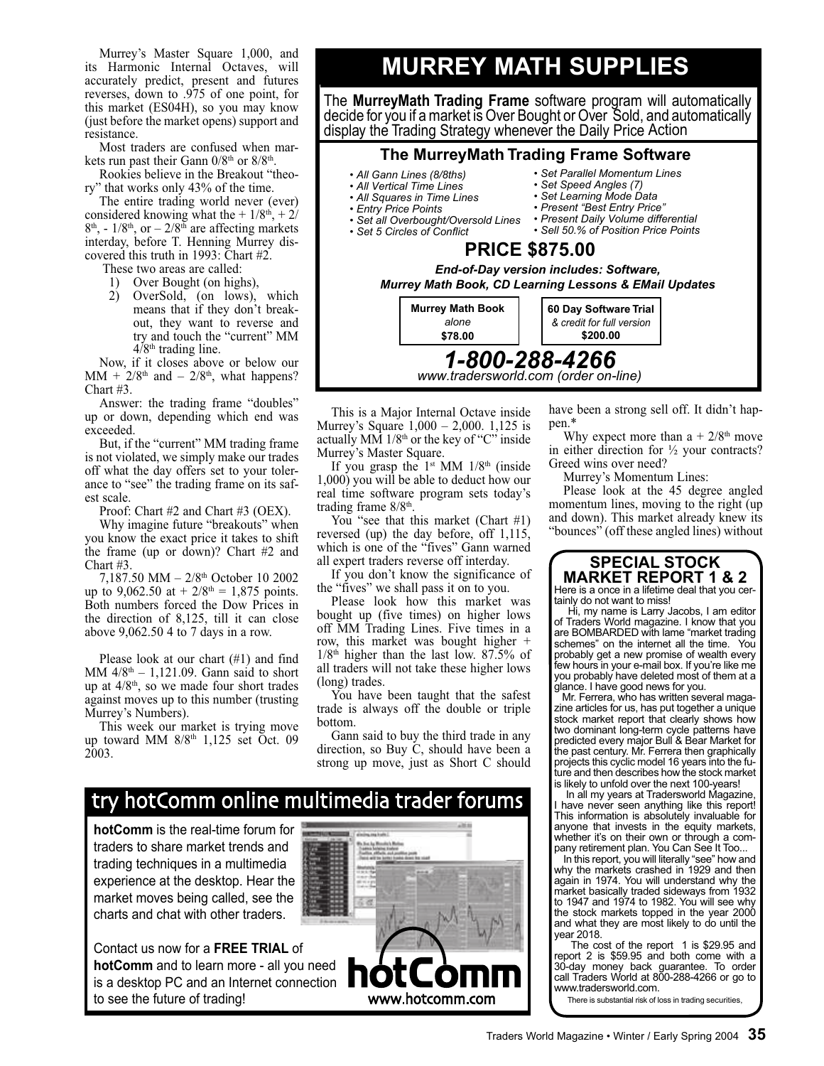Murrey's Master Square 1,000, and its Harmonic Internal Octaves, will accurately predict, present and futures reverses, down to .975 of one point, for this market (ES04H), so you may know (just before the market opens) support and resistance.

Most traders are confused when markets run past their Gann 0/8th or 8/8th.

Rookies believe in the Breakout "theory" that works only 43% of the time.

The entire trading world never (ever) considered knowing what the + 1/8th, + 2/8th, - 1/8th, or – 2/8th are affecting markets interday, before T. Henning Murrey discovered this truth in 1993: Chart #2.

These two areas are called:

1) Over Bought (on highs),
2) OverSold, (on lows), which means that if they don't breakout, they want to reverse and try and touch the "current" MM 4/8th trading line.

Now, if it closes above or below our MM + 2/8th and – 2/8th, what happens? Chart #3.

Answer: the trading frame "doubles" up or down, depending which end was exceeded.

But, if the "current" MM trading frame is not violated, we simply make our trades off what the day offers set to your tolerance to "see" the trading frame on its safest scale.

Proof: Chart #2 and Chart #3 (OEX).

Why imagine future "breakouts" when you know the exact price it takes to shift the frame (up or down)? Chart #2 and Chart #3.

7,187.50 MM – 2/8th October 10 2002 up to 9,062.50 at + 2/8th = 1,875 points. Both numbers forced the Dow Prices in the direction of 8,125, till it can close above 9,062.50 4 to 7 days in a row.

Please look at our chart (#1) and find MM 4/8th – 1,121.09. Gann said to short up at 4/8th, so we made four short trades against moves up to this number (trusting Murrey's Numbers).

This week our market is trying move up toward MM 8/8th 1,125 set Oct. 09 2003.

# MURREY MATH SUPPLIES

The **MurreyMath Trading Frame** software program will automatically decide for you if a market is Over Bought or Over Sold, and automatically display the Trading Strategy whenever the Daily Price Action

## The MurreyMath Trading Frame Software

- *All Gann Lines (8/8ths)*
- *All Vertical Time Lines*
- *All Squares in Time Lines*
- *Entry Price Points*
- *Set all Overbought/Oversold Lines*
- *Set 5 Circles of Conflict*
- *Set Parallel Momentum Lines*
- *Set Speed Angles (7)*
- *Set Learning Mode Data*
- *Present "Best Entry Price"*
- *Present Daily Volume differential*
- *Sell 50.% of Position Price Points*

## PRICE $875.00

***End-of-Day version includes: Software, Murrey Math Book, CD Learning Lessons & EMail Updates***

**Murrey Math Book** *alone* **$78.00**

**60 Day Software Trial** *& credit for full version* **$200.00**

***1-800-288-4266***
*www.tradersworld.com (order on-line)*

This is a Major Internal Octave inside Murrey's Square 1,000 – 2,000. 1,125 is actually MM 1/8th or the key of "C" inside Murrey's Master Square.

If you grasp the 1st MM 1/8th (inside 1,000) you will be able to deduct how our real time software program sets today's trading frame 8/8th.

You "see that this market (Chart #1) reversed (up) the day before, off 1,115, which is one of the "fives" Gann warned all expert traders reverse off interday.

If you don't know the significance of the "fives" we shall pass it on to you.

Please look how this market was bought up (five times) on higher lows off MM Trading Lines. Five times in a row, this market was bought higher + 1/8th higher than the last low. 87.5% of all traders will not take these higher lows (long) trades.

You have been taught that the safest trade is always off the double or triple bottom.

Gann said to buy the third trade in any direction, so Buy C, should have been a strong up move, just as Short C should have been a strong sell off. It didn't happen.*

Why expect more than a + 2/8th move in either direction for ½ your contracts? Greed wins over need?

Murrey's Momentum Lines:

Please look at the 45 degree angled momentum lines, moving to the right (up and down). This market already knew its "bounces" (off these angled lines) without

## try hotComm online multimedia trader forums

**hotComm** is the real-time forum for traders to share market trends and trading techniques in a multimedia experience at the desktop. Hear the market moves being called, see the charts and chat with other traders.

Contact us now for a **FREE TRIAL** of **hotComm** and to learn more - all you need is a desktop PC and an Internet connection to see the future of trading!

hotComm
www.hotcomm.com

## SPECIAL STOCK MARKET REPORT 1 & 2

Here is a once in a lifetime deal that you certainly do not want to miss!

Hi, my name is Larry Jacobs, I am editor of Traders World magazine. I know that you are BOMBARDED with lame "market trading schemes" on the internet all the time. You probably get a new promise of wealth every few hours in your e-mail box. If you're like me you probably have deleted most of them at a glance. I have good news for you.

Mr. Ferrera, who has written several magazine articles for us, has put together a unique stock market report that clearly shows how two dominant long-term cycle patterns have predicted every major Bull & Bear Market for the past century. Mr. Ferrera then graphically projects this cyclic model 16 years into the future and then describes how the stock market is likely to unfold over the next 100-years!

In all my years at Tradersworld Magazine, I have never seen anything like this report! This information is absolutely invaluable for anyone that invests in the equity markets, whether it's on their own or through a company retirement plan. You Can See It Too...

In this report, you will literally "see" how and why the markets crashed in 1929 and then again in 1974. You will understand why the market basically traded sideways from 1932 to 1947 and 1974 to 1982. You will see why the stock markets topped in the year 2000 and what they are most likely to do until the year 2018.

The cost of the report 1 is $29.95 and report 2 is $59.95 and both come with a 30-day money back guarantee. To order call Traders World at 800-288-4266 or go to www.tradersworld.com.

There is substantial risk of loss in trading securities.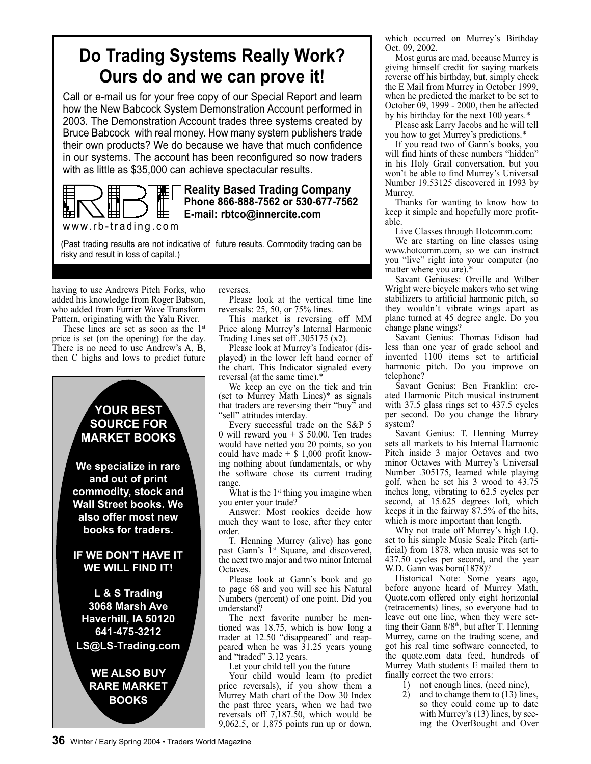# Do Trading Systems Really Work? Ours do and we can prove it!

Call or e-mail us for your free copy of our Special Report and learn how the New Babcock System Demonstration Account performed in 2003. The Demonstration Account trades three systems created by Bruce Babcock with real money. How many system publishers trade their own products? We do because we have that much confidence in our systems. The account has been reconfigured so now traders with as little as $35,000 can achieve spectacular results.

**Reality Based Trading Company**
**Phone 866-888-7562 or 530-677-7562**
**E-mail: rbtco@innercite.com**

www.rb-trading.com

(Past trading results are not indicative of future results. Commodity trading can be risky and result in loss of capital.)

having to use Andrews Pitch Forks, who added his knowledge from Roger Babson, who added from Furrier Wave Transform Pattern, originating with the Yalu River.

These lines are set as soon as the 1st price is set (on the opening) for the day. There is no need to use Andrew's A, B, then C highs and lows to predict future reverses.

Please look at the vertical time line reversals: 25, 50, or 75% lines.

This market is reversing off MM Price along Murrey's Internal Harmonic Trading Lines set off .305175 (x2).

Please look at Murrey's Indicator (displayed) in the lower left hand corner of the chart. This Indicator signaled every reversal (at the same time).*

We keep an eye on the tick and trin (set to Murrey Math Lines)* as signals that traders are reversing their "buy" and "sell" attitudes interday.

Every successful trade on the S&P 5 0 will reward you + $ 50.00. Ten trades would have netted you 20 points, so you could have made + $ 1,000 profit knowing nothing about fundamentals, or why the software chose its current trading range.

What is the 1st thing you imagine when you enter your trade?

Answer: Most rookies decide how much they want to lose, after they enter order.

T. Henning Murrey (alive) has gone past Gann's 1st Square, and discovered, the next two major and two minor Internal Octaves.

Please look at Gann's book and go to page 68 and you will see his Natural Numbers (percent) of one point. Did you understand?

The next favorite number he mentioned was 18.75, which is how long a trader at 12.50 "disappeared" and reappeared when he was 31.25 years young and "traded" 3.12 years.

Let your child tell you the future

Your child would learn (to predict price reversals), if you show them a Murrey Math chart of the Dow 30 Index the past three years, when we had two reversals off 7,187.50, which would be 9,062.5, or 1,875 points run up or down, which occurred on Murrey's Birthday Oct. 09, 2002.

Most gurus are mad, because Murrey is giving himself credit for saying markets reverse off his birthday, but, simply check the E Mail from Murrey in October 1999, when he predicted the market to be set to October 09, 1999 - 2000, then be affected by his birthday for the next 100 years.*

Please ask Larry Jacobs and he will tell you how to get Murrey's predictions.*

If you read two of Gann's books, you will find hints of these numbers "hidden" in his Holy Grail conversation, but you won't be able to find Murrey's Universal Number 19.53125 discovered in 1993 by Murrey.

Thanks for wanting to know how to keep it simple and hopefully more profitable.

Live Classes through Hotcomm.com:

We are starting on line classes using www.hotcomm.com, so we can instruct you "live" right into your computer (no matter where you are).*

Savant Geniuses: Orville and Wilber Wright were bicycle makers who set wing stabilizers to artificial harmonic pitch, so they wouldn't vibrate wings apart as plane turned at 45 degree angle. Do you change plane wings?

Savant Genius: Thomas Edison had less than one year of grade school and invented 1100 items set to artificial harmonic pitch. Do you improve on telephone?

Savant Genius: Ben Franklin: created Harmonic Pitch musical instrument with 37.5 glass rings set to 437.5 cycles per second. Do you change the library system?

Savant Genius: T. Henning Murrey sets all markets to his Internal Harmonic Pitch inside 3 major Octaves and two minor Octaves with Murrey's Universal Number .305175, learned while playing golf, when he set his 3 wood to 43.75 inches long, vibrating to 62.5 cycles per second, at 15.625 degrees loft, which keeps it in the fairway 87.5% of the hits, which is more important than length.

Why not trade off Murrey's high I.Q. set to his simple Music Scale Pitch (artificial) from 1878, when music was set to 437.50 cycles per second, and the year W.D. Gann was born(1878)?

Historical Note: Some years ago, before anyone heard of Murrey Math, Quote.com offered only eight horizontal (retracements) lines, so everyone had to leave out one line, when they were setting their Gann 8/8th, but after T. Henning Murrey, came on the trading scene, and got his real time software connected, to the quote.com data feed, hundreds of Murrey Math students E mailed them to finally correct the two errors:

1) not enough lines, (need nine),
2) and to change them to (13) lines, so they could come up to date with Murrey's (13) lines, by seeing the OverBought and Over

**YOUR BEST SOURCE FOR MARKET BOOKS**

**We specialize in rare and out of print commodity, stock and Wall Street books. We also offer most new books for traders.**

**IF WE DON'T HAVE IT WE WILL FIND IT!**

**L & S Trading**
**3068 Marsh Ave**
**Haverhill, IA 50120**
**641-475-3212**
**LS@LS-Trading.com**

**WE ALSO BUY RARE MARKET BOOKS**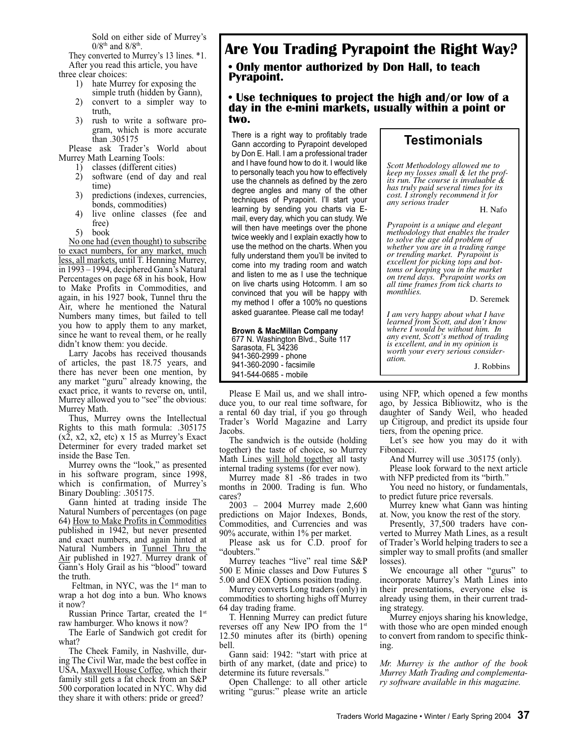Sold on either side of Murrey's $0/8^{th}$ and $8/8^{th}$.

They converted to Murrey's 13 lines. *1.

After you read this article, you have three clear choices:

1) hate Murrey for exposing the simple truth (hidden by Gann),
2) convert to a simpler way to truth,
3) rush to write a software program, which is more accurate than .305175

Please ask Trader's World about Murrey Math Learning Tools:

1) classes (different cities)
2) software (end of day and real time)
3) predictions (indexes, currencies, bonds, commodities)
4) live online classes (fee and free)
5) book

No one had (even thought) to subscribe to exact numbers, for any market, much less, all markets, until T. Henning Murrey, in 1993 – 1994, deciphered Gann's Natural Percentages on page 68 in his book, How to Make Profits in Commodities, and again, in his 1927 book, Tunnel thru the Air, where he mentioned the Natural Numbers many times, but failed to tell you how to apply them to any market, since he want to reveal them, or he really didn't know them: you decide.

Larry Jacobs has received thousands of articles, the past 18.75 years, and there has never been one mention, by any market "guru" already knowing, the exact price, it wants to reverse on, until, Murrey allowed you to "see" the obvious: Murrey Math.

Thus, Murrey owns the Intellectual Rights to this math formula: .305175 (x2, x2, x2, etc) x 15 as Murrey's Exact Determiner for every traded market set inside the Base Ten.

Murrey owns the "look," as presented in his software program, since 1998, which is confirmation, of Murrey's Binary Doubling: .305175.

Gann hinted at trading inside The Natural Numbers of percentages (on page 64) How to Make Profits in Commodities published in 1942, but never presented and exact numbers, and again hinted at Natural Numbers in Tunnel Thru the Air published in 1927. Murrey drank of Gann's Holy Grail as his "blood" toward the truth.

Feltman, in NYC, was the 1st man to wrap a hot dog into a bun. Who knows it now?

Russian Prince Tartar, created the 1st raw hamburger. Who knows it now?

The Earle of Sandwich got credit for what?

The Cheek Family, in Nashville, during The Civil War, made the best coffee in USA, Maxwell House Coffee, which their family still gets a fat check from an S&P 500 corporation located in NYC. Why did they share it with others: pride or greed?

# Are You Trading Pyrapoint the Right Way?

**• Only mentor authorized by Don Hall, to teach Pyrapoint.**

**• Use techniques to project the high and/or low of a day in the e-mini markets, usually within a point or two.**

There is a right way to profitably trade Gann according to Pyrapoint developed by Don E. Hall. I am a professional trader and I have found how to do it. I would like to personally teach you how to effectively use the channels as defined by the zero degree angles and many of the other techniques of Pyrapoint. I'll start your learning by sending you charts via E-mail, every day, which you can study. We will then have meetings over the phone twice weekly and I explain exactly how to use the method on the charts. When you fully understand them you'll be invited to come into my trading room and watch and listen to me as I use the technique on live charts using Hotcomm. I am so convinced that you will be happy with my method I offer a 100% no questions asked guarantee. Please call me today!

**Brown & MacMillan Company**
677 N. Washington Blvd., Suite 117
Sarasota, FL 34236
941-360-2999 - phone
941-360-2090 - facsimile
941-544-0685 - mobile

## Testimonials

*Scott Methodology allowed me to keep my losses small & let the profits run. The course is invaluable & has truly paid several times for its cost. I strongly recommend it for any serious trader*

H. Nafo

*Pyrapoint is a unique and elegant methodology that enables the trader to solve the age old problem of whether you are in a trading range or trending market. Pyrapoint is excellent for picking tops and bottoms or keeping you in the market on trend days. Pyrapoint works on all time frames from tick charts to monthlies.*

D. Seremek

*I am very happy about what I have learned from Scott, and don't know where I would be without him. In any event, Scott's method of trading is excellent, and in my opinion is worth your every serious consideration.*

J. Robbins

Please E Mail us, and we shall introduce you, to our real time software, for a rental 60 day trial, if you go through Trader's World Magazine and Larry Jacobs.

The sandwich is the outside (holding together) the taste of choice, so Murrey Math Lines will hold together all tasty internal trading systems (for ever now).

Murrey made 81 -86 trades in two months in 2000. Trading is fun. Who cares?

2003 – 2004 Murrey made 2,600 predictions on Major Indexes, Bonds, Commodities, and Currencies and was 90% accurate, within 1% per market.

Please ask us for C.D. proof for "doubters."

Murrey teaches "live" real time S&P 500 E Minie classes and Dow Futures $ 5.00 and OEX Options position trading.

Murrey converts Long traders (only) in commodities to shorting highs off Murrey 64 day trading frame.

T. Henning Murrey can predict future reverses off any New IPO from the 1st 12.50 minutes after its (birth) opening bell.

Gann said: 1942: "start with price at birth of any market, (date and price) to determine its future reversals."

Open Challenge: to all other article writing "gurus:" please write an article using NFP, which opened a few months ago, by Jessica Bibliowitz, who is the daughter of Sandy Weil, who headed up Citigroup, and predict its upside four tiers, from the opening price.

Let's see how you may do it with Fibonacci.

And Murrey will use .305175 (only).

Please look forward to the next article with NFP predicted from its "birth."

You need no history, or fundamentals, to predict future price reversals.

Murrey knew what Gann was hinting at. Now, you know the rest of the story.

Presently, 37,500 traders have converted to Murrey Math Lines, as a result of Trader's World helping traders to see a simpler way to small profits (and smaller losses).

We encourage all other "gurus" to incorporate Murrey's Math Lines into their presentations, everyone else is already using them, in their current trading strategy.

Murrey enjoys sharing his knowledge, with those who are open minded enough to convert from random to specific thinking.

*Mr. Murrey is the author of the book Murrey Math Trading and complementary software available in this magazine.*